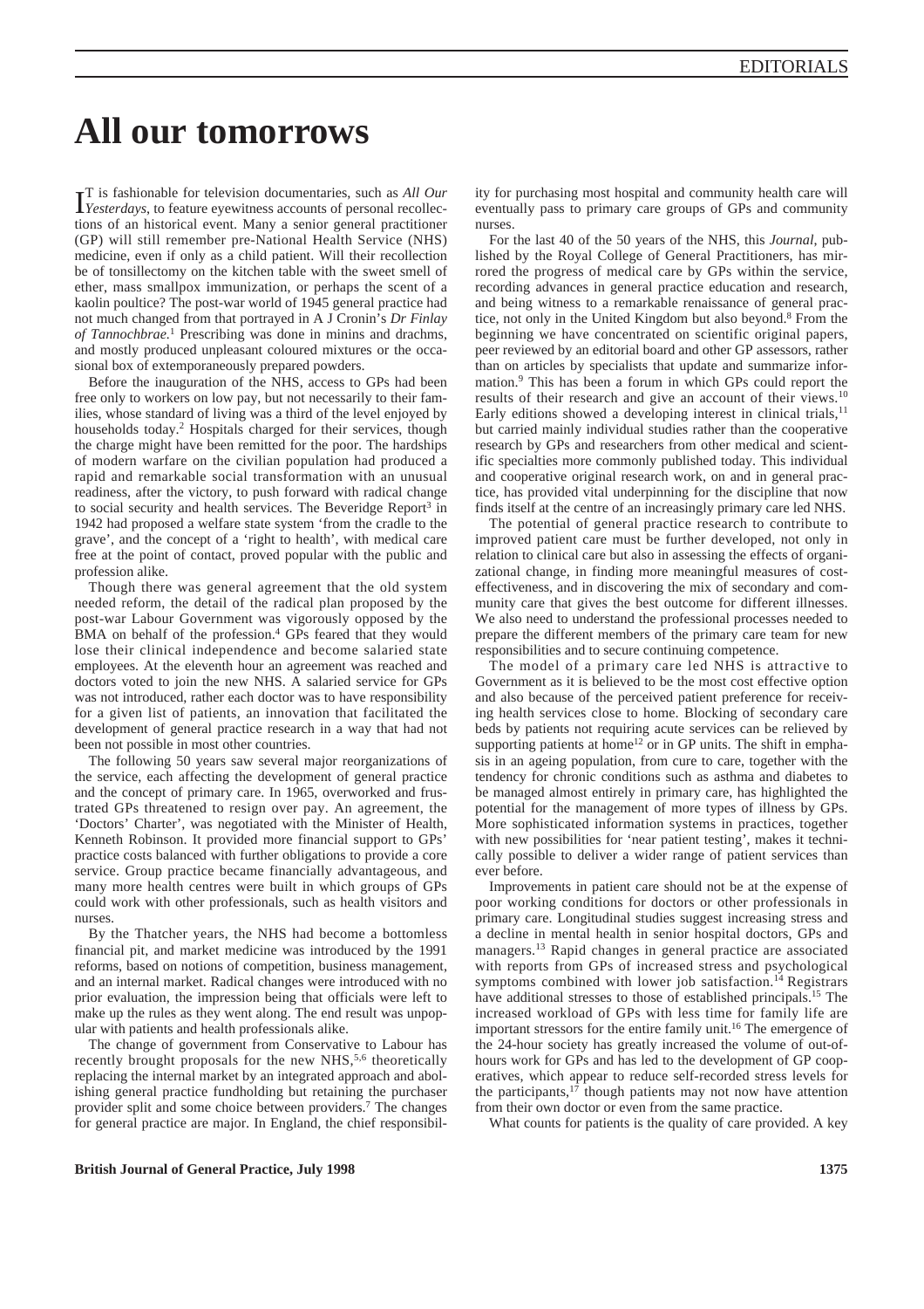# All our tomorrows

It is fashionable for television documentaries, such as *All Our Yesterdays*, to feature eyewitness accounts of personal recollections of an historical event. Many a senior general practitioner (GP) will still remember pre-National Health Service (NHS) medicine, even if only as a child patient. Will their recollection be of tonsillectomy on the kitchen table with the sweet smell of ether, mass smallpox immunization, or perhaps the scent of a kaolin poultice? The post-war world of 1945 general practice had not much changed from that portrayed in A J Cronin's *Dr Finlay of Tannochbrae.*[1] Prescribing was done in minins and drachms, and mostly produced unpleasant coloured mixtures or the occasional box of extemporaneously prepared powders.

Before the inauguration of the NHS, access to GPs had been free only to workers on low pay, but not necessarily to their families, whose standard of living was a third of the level enjoyed by households today.[2] Hospitals charged for their services, though the charge might have been remitted for the poor. The hardships of modern warfare on the civilian population had produced a rapid and remarkable social transformation with an unusual readiness, after the victory, to push forward with radical change to social security and health services. The Beveridge Report[3] in 1942 had proposed a welfare state system 'from the cradle to the grave', and the concept of a 'right to health', with medical care free at the point of contact, proved popular with the public and profession alike.

Though there was general agreement that the old system needed reform, the detail of the radical plan proposed by the post-war Labour Government was vigorously opposed by the BMA on behalf of the profession.[4] GPs feared that they would lose their clinical independence and become salaried state employees. At the eleventh hour an agreement was reached and doctors voted to join the new NHS. A salaried service for GPs was not introduced, rather each doctor was to have responsibility for a given list of patients, an innovation that facilitated the development of general practice research in a way that had not been not possible in most other countries.

The following 50 years saw several major reorganizations of the service, each affecting the development of general practice and the concept of primary care. In 1965, overworked and frustrated GPs threatened to resign over pay. An agreement, the 'Doctors' Charter', was negotiated with the Minister of Health, Kenneth Robinson. It provided more financial support to GPs' practice costs balanced with further obligations to provide a core service. Group practice became financially advantageous, and many more health centres were built in which groups of GPs could work with other professionals, such as health visitors and nurses.

By the Thatcher years, the NHS had become a bottomless financial pit, and market medicine was introduced by the 1991 reforms, based on notions of competition, business management, and an internal market. Radical changes were introduced with no prior evaluation, the impression being that officials were left to make up the rules as they went along. The end result was unpopular with patients and health professionals alike.

The change of government from Conservative to Labour has recently brought proposals for the new NHS,[5,6] theoretically replacing the internal market by an integrated approach and abolishing general practice fundholding but retaining the purchaser provider split and some choice between providers.[7] The changes for general practice are major. In England, the chief responsibility for purchasing most hospital and community health care will eventually pass to primary care groups of GPs and community nurses.

For the last 40 of the 50 years of the NHS, this *Journal*, published by the Royal College of General Practitioners, has mirrored the progress of medical care by GPs within the service, recording advances in general practice education and research, and being witness to a remarkable renaissance of general practice, not only in the United Kingdom but also beyond.[8] From the beginning we have concentrated on scientific original papers, peer reviewed by an editorial board and other GP assessors, rather than on articles by specialists that update and summarize information.[9] This has been a forum in which GPs could report the results of their research and give an account of their views.[10] Early editions showed a developing interest in clinical trials,[11] but carried mainly individual studies rather than the cooperative research by GPs and researchers from other medical and scientific specialties more commonly published today. This individual and cooperative original research work, on and in general practice, has provided vital underpinning for the discipline that now finds itself at the centre of an increasingly primary care led NHS.

The potential of general practice research to contribute to improved patient care must be further developed, not only in relation to clinical care but also in assessing the effects of organizational change, in finding more meaningful measures of cost-effectiveness, and in discovering the mix of secondary and community care that gives the best outcome for different illnesses. We also need to understand the professional processes needed to prepare the different members of the primary care team for new responsibilities and to secure continuing competence.

The model of a primary care led NHS is attractive to Government as it is believed to be the most cost effective option and also because of the perceived patient preference for receiving health services close to home. Blocking of secondary care beds by patients not requiring acute services can be relieved by supporting patients at home[12] or in GP units. The shift in emphasis in an ageing population, from cure to care, together with the tendency for chronic conditions such as asthma and diabetes to be managed almost entirely in primary care, has highlighted the potential for the management of more types of illness by GPs. More sophisticated information systems in practices, together with new possibilities for 'near patient testing', makes it technically possible to deliver a wider range of patient services than ever before.

Improvements in patient care should not be at the expense of poor working conditions for doctors or other professionals in primary care. Longitudinal studies suggest increasing stress and a decline in mental health in senior hospital doctors, GPs and managers.[13] Rapid changes in general practice are associated with reports from GPs of increased stress and psychological symptoms combined with lower job satisfaction.[14] Registrars have additional stresses to those of established principals.[15] The increased workload of GPs with less time for family life are important stressors for the entire family unit.[16] The emergence of the 24-hour society has greatly increased the volume of out-of-hours work for GPs and has led to the development of GP cooperatives, which appear to reduce self-recorded stress levels for the participants,[17] though patients may not now have attention from their own doctor or even from the same practice.

What counts for patients is the quality of care provided. A key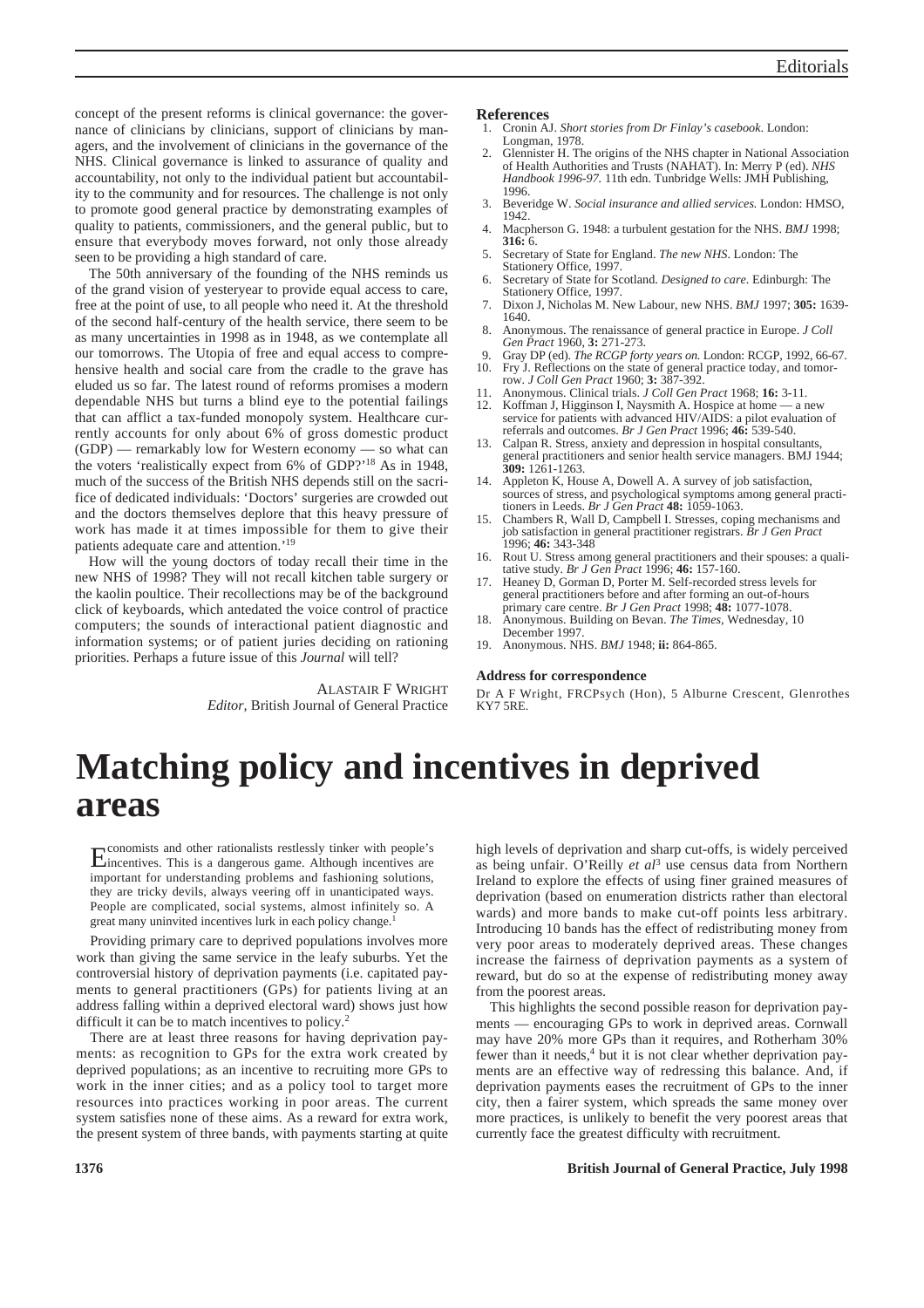concept of the present reforms is clinical governance: the governance of clinicians by clinicians, support of clinicians by managers, and the involvement of clinicians in the governance of the NHS. Clinical governance is linked to assurance of quality and accountability, not only to the individual patient but accountability to the community and for resources. The challenge is not only to promote good general practice by demonstrating examples of quality to patients, commissioners, and the general public, but to ensure that everybody moves forward, not only those already seen to be providing a high standard of care.

The 50th anniversary of the founding of the NHS reminds us of the grand vision of yesteryear to provide equal access to care, free at the point of use, to all people who need it. At the threshold of the second half-century of the health service, there seem to be as many uncertainties in 1998 as in 1948, as we contemplate all our tomorrows. The Utopia of free and equal access to comprehensive health and social care from the cradle to the grave has eluded us so far. The latest round of reforms promises a modern dependable NHS but turns a blind eye to the potential failings that can afflict a tax-funded monopoly system. Healthcare currently accounts for only about 6% of gross domestic product (GDP) — remarkably low for Western economy — so what can the voters 'realistically expect from 6% of GDP?'[18] As in 1948, much of the success of the British NHS depends still on the sacrifice of dedicated individuals: 'Doctors' surgeries are crowded out and the doctors themselves deplore that this heavy pressure of work has made it at times impossible for them to give their patients adequate care and attention.'[19]

How will the young doctors of today recall their time in the new NHS of 1998? They will not recall kitchen table surgery or the kaolin poultice. Their recollections may be of the background click of keyboards, which antedated the voice control of practice computers; the sounds of interactional patient diagnostic and information systems; or of patient juries deciding on rationing priorities. Perhaps a future issue of this *Journal* will tell?

ALASTAIR F WRIGHT
*Editor*, British Journal of General Practice

### References

1. Cronin AJ. *Short stories from Dr Finlay's casebook.* London: Longman, 1978.
2. Glennister H. The origins of the NHS chapter in National Association of Health Authorities and Trusts (NAHAT). In: Merry P (ed). *NHS Handbook 1996-97.* 11th edn. Tunbridge Wells: JMH Publishing, 1996.
3. Beveridge W. *Social insurance and allied services.* London: HMSO, 1942.
4. Macpherson G. 1948: a turbulent gestation for the NHS. *BMJ* 1998; **316:** 6.
5. Secretary of State for England. *The new NHS*. London: The Stationery Office, 1997.
6. Secretary of State for Scotland. *Designed to care*. Edinburgh: The Stationery Office, 1997.
7. Dixon J, Nicholas M. New Labour, new NHS. *BMJ* 1997; **305:** 1639-1640.
8. Anonymous. The renaissance of general practice in Europe. *J Coll Gen Pract* 1960, **3:** 271-273.
9. Gray DP (ed). *The RCGP forty years on.* London: RCGP, 1992, 66-67.
10. Fry J. Reflections on the state of general practice today, and tomorrow. *J Coll Gen Pract* 1960; **3:** 387-392.
11. Anonymous. Clinical trials. *J Coll Gen Pract* 1968; **16:** 3-11.
12. Koffman J, Higginson I, Naysmith A. Hospice at home — a new service for patients with advanced HIV/AIDS: a pilot evaluation of referrals and outcomes. *Br J Gen Pract* 1996; **46:** 539-540.
13. Calpan R. Stress, anxiety and depression in hospital consultants, general practitioners and senior health service managers. BMJ 1944; **309:** 1261-1263.
14. Appleton K, House A, Dowell A. A survey of job satisfaction, sources of stress, and psychological symptoms among general practitioners in Leeds. *Br J Gen Pract* **48:** 1059-1063.
15. Chambers R, Wall D, Campbell I. Stresses, coping mechanisms and job satisfaction in general practitioner registrars. *Br J Gen Pract* 1996; **46:** 343-348
16. Rout U. Stress among general practitioners and their spouses: a qualitative study. *Br J Gen Pract* 1996; **46:** 157-160.
17. Heaney D, Gorman D, Porter M. Self-recorded stress levels for general practitioners before and after forming an out-of-hours primary care centre. *Br J Gen Pract* 1998; **48:** 1077-1078.
18. Anonymous. Building on Bevan. *The Times*, Wednesday, 10 December 1997.
19. Anonymous. NHS. *BMJ* 1948; **ii:** 864-865.

### Address for correspondence

Dr A F Wright, FRCPsych (Hon), 5 Alburne Crescent, Glenrothes KY7 5RE.

# Matching policy and incentives in deprived areas

Economists and other rationalists restlessly tinker with people's incentives. This is a dangerous game. Although incentives are important for understanding problems and fashioning solutions, they are tricky devils, always veering off in unanticipated ways. People are complicated, social systems, almost infinitely so. A great many uninvited incentives lurk in each policy change.[1]

Providing primary care to deprived populations involves more work than giving the same service in the leafy suburbs. Yet the controversial history of deprivation payments (i.e. capitated payments to general practitioners (GPs) for patients living at an address falling within a deprived electoral ward) shows just how difficult it can be to match incentives to policy.[2]

There are at least three reasons for having deprivation payments: as recognition to GPs for the extra work created by deprived populations; as an incentive to recruiting more GPs to work in the inner cities; and as a policy tool to target more resources into practices working in poor areas. The current system satisfies none of these aims. As a reward for extra work, the present system of three bands, with payments starting at quite high levels of deprivation and sharp cut-offs, is widely perceived as being unfair. O'Reilly *et al*[3] use census data from Northern Ireland to explore the effects of using finer grained measures of deprivation (based on enumeration districts rather than electoral wards) and more bands to make cut-off points less arbitrary. Introducing 10 bands has the effect of redistributing money from very poor areas to moderately deprived areas. These changes increase the fairness of deprivation payments as a system of reward, but do so at the expense of redistributing money away from the poorest areas.

This highlights the second possible reason for deprivation payments — encouraging GPs to work in deprived areas. Cornwall may have 20% more GPs than it requires, and Rotherham 30% fewer than it needs,[4] but it is not clear whether deprivation payments are an effective way of redressing this balance. And, if deprivation payments eases the recruitment of GPs to the inner city, then a fairer system, which spreads the same money over more practices, is unlikely to benefit the very poorest areas that currently face the greatest difficulty with recruitment.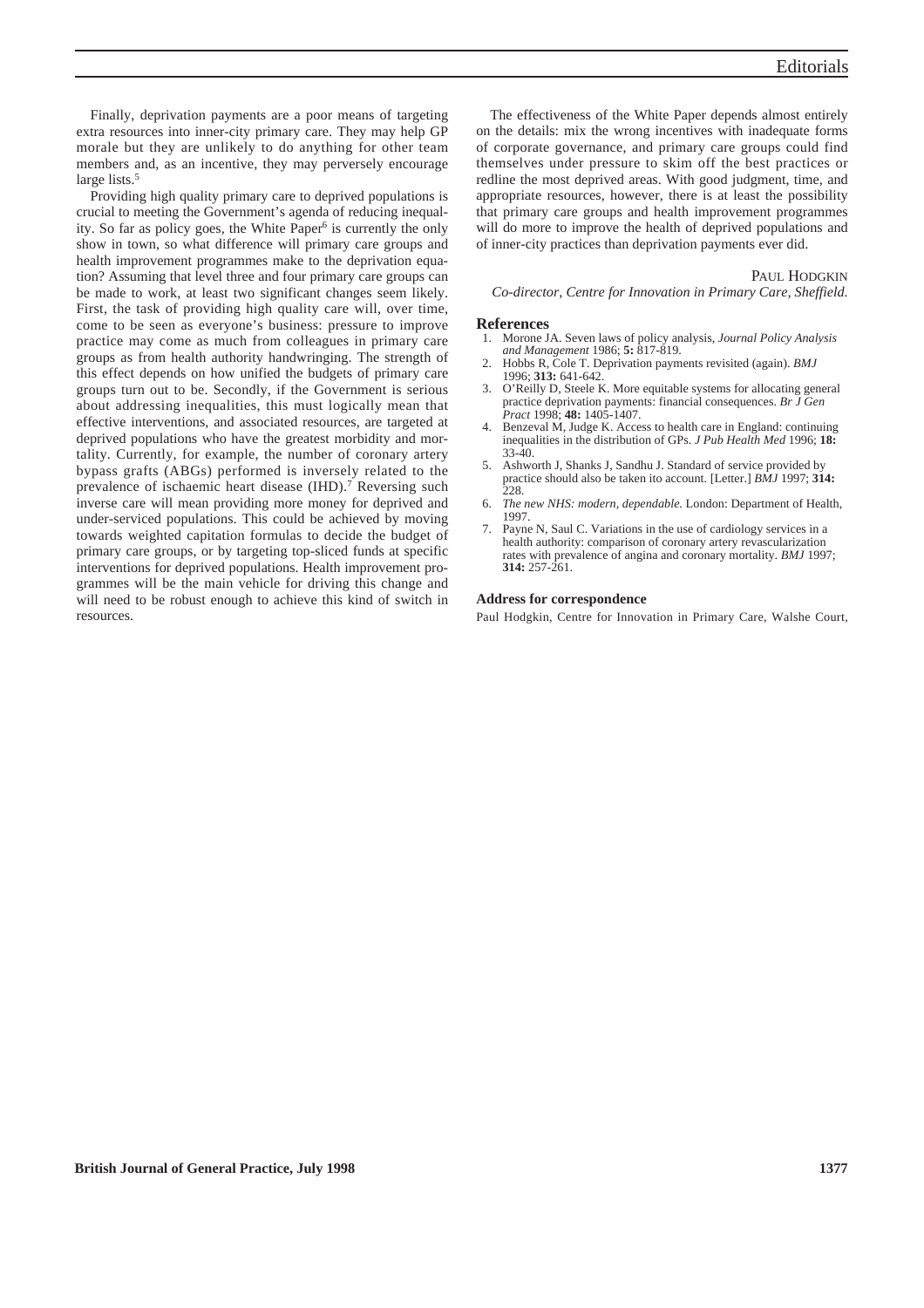Finally, deprivation payments are a poor means of targeting extra resources into inner-city primary care. They may help GP morale but they are unlikely to do anything for other team members and, as an incentive, they may perversely encourage large lists.[5]

Providing high quality primary care to deprived populations is crucial to meeting the Government's agenda of reducing inequality. So far as policy goes, the White Paper[6] is currently the only show in town, so what difference will primary care groups and health improvement programmes make to the deprivation equation? Assuming that level three and four primary care groups can be made to work, at least two significant changes seem likely. First, the task of providing high quality care will, over time, come to be seen as everyone's business: pressure to improve practice may come as much from colleagues in primary care groups as from health authority handwringing. The strength of this effect depends on how unified the budgets of primary care groups turn out to be. Secondly, if the Government is serious about addressing inequalities, this must logically mean that effective interventions, and associated resources, are targeted at deprived populations who have the greatest morbidity and mortality. Currently, for example, the number of coronary artery bypass grafts (ABGs) performed is inversely related to the prevalence of ischaemic heart disease (IHD).[7] Reversing such inverse care will mean providing more money for deprived and under-serviced populations. This could be achieved by moving towards weighted capitation formulas to decide the budget of primary care groups, or by targeting top-sliced funds at specific interventions for deprived populations. Health improvement programmes will be the main vehicle for driving this change and will need to be robust enough to achieve this kind of switch in resources.

The effectiveness of the White Paper depends almost entirely on the details: mix the wrong incentives with inadequate forms of corporate governance, and primary care groups could find themselves under pressure to skim off the best practices or redline the most deprived areas. With good judgment, time, and appropriate resources, however, there is at least the possibility that primary care groups and health improvement programmes will do more to improve the health of deprived populations and of inner-city practices than deprivation payments ever did.

PAUL HODGKIN
*Co-director, Centre for Innovation in Primary Care, Sheffield.*

## References

1. Morone JA. Seven laws of policy analysis, *Journal Policy Analysis and Management* 1986; **5:** 817-819.
2. Hobbs R, Cole T. Deprivation payments revisited (again). *BMJ* 1996; **313:** 641-642.
3. O'Reilly D, Steele K. More equitable systems for allocating general practice deprivation payments: financial consequences. *Br J Gen Pract* 1998; **48:** 1405-1407.
4. Benzeval M, Judge K. Access to health care in England: continuing inequalities in the distribution of GPs. *J Pub Health Med* 1996; **18:** 33-40.
5. Ashworth J, Shanks J, Sandhu J. Standard of service provided by practice should also be taken ito account. [Letter.] *BMJ* 1997; **314:** 228.
6. *The new NHS: modern, dependable.* London: Department of Health, 1997.
7. Payne N, Saul C. Variations in the use of cardiology services in a health authority: comparison of coronary artery revascularization rates with prevalence of angina and coronary mortality. *BMJ* 1997; **314:** 257-261.

### Address for correspondence

Paul Hodgkin, Centre for Innovation in Primary Care, Walshe Court,